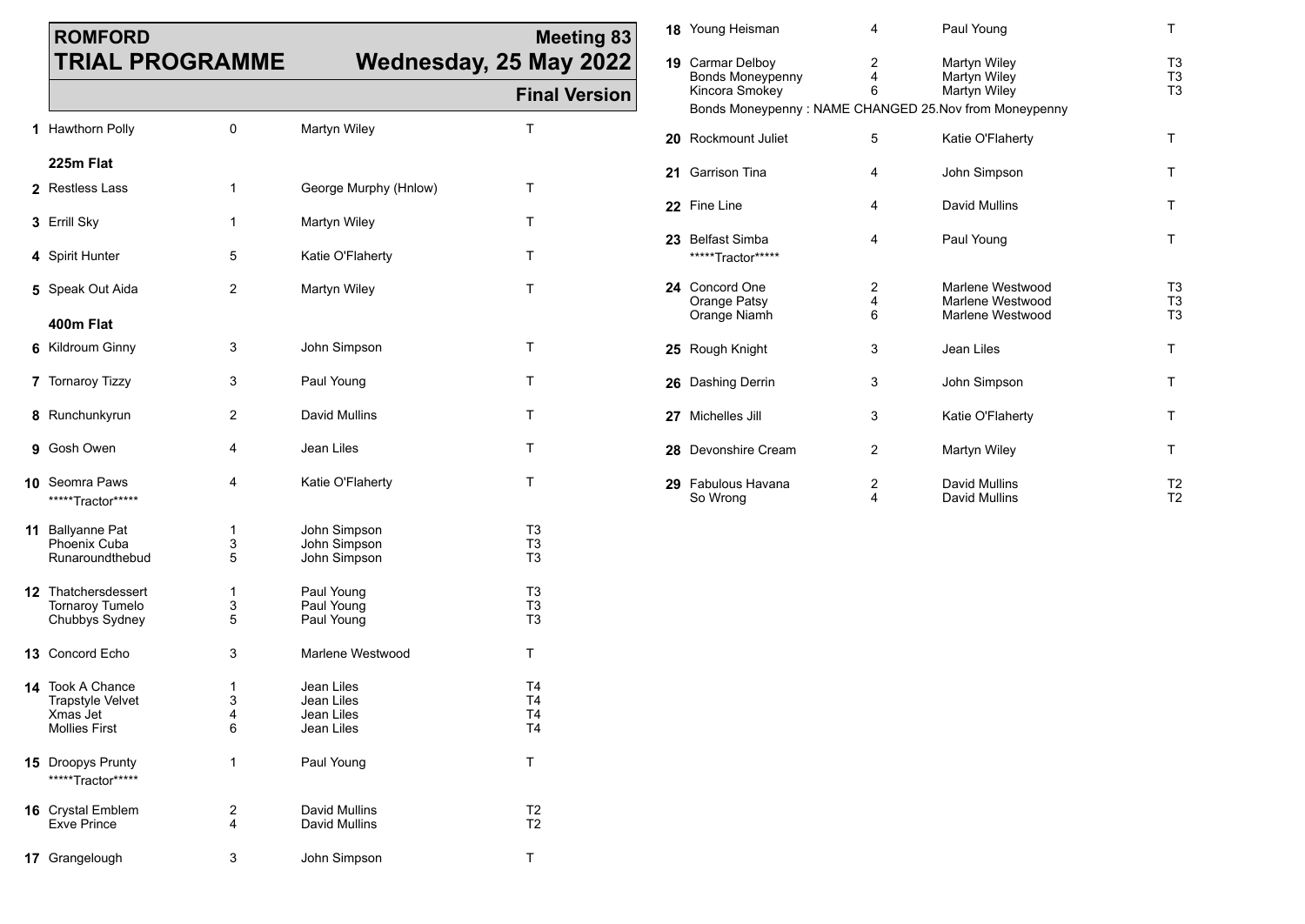# ROMFORD TRIAL PROGRAMME

**Meeting 83**

**Wednesday, 25 May 2022**

**Final Version**

| | | | | |
|---|---|---|---|---|
| 1 | Hawthorn Polly | 0 | Martyn Wiley | T |
| | **225m Flat** | | | |
| 2 | Restless Lass | 1 | George Murphy (Hnlow) | T |
| 3 | Errill Sky | 1 | Martyn Wiley | T |
| 4 | Spirit Hunter | 5 | Katie O'Flaherty | T |
| 5 | Speak Out Aida | 2 | Martyn Wiley | T |
| | **400m Flat** | | | |
| 6 | Kildroum Ginny | 3 | John Simpson | T |
| 7 | Tornaroy Tizzy | 3 | Paul Young | T |
| 8 | Runchunkyrun | 2 | David Mullins | T |
| 9 | Gosh Owen | 4 | Jean Liles | T |
| 10 | Seomra Paws | 4 | Katie O'Flaherty | T |
| | *****Tractor***** | | | |
| 11 | Ballyanne Pat | 1 | John Simpson | T3 |
| | Phoenix Cuba | 3 | John Simpson | T3 |
| | Runaroundthebud | 5 | John Simpson | T3 |
| 12 | Thatchersdessert | 1 | Paul Young | T3 |
| | Tornaroy Tumelo | 3 | Paul Young | T3 |
| | Chubbys Sydney | 5 | Paul Young | T3 |
| 13 | Concord Echo | 3 | Marlene Westwood | T |
| 14 | Took A Chance | 1 | Jean Liles | T4 |
| | Trapstyle Velvet | 3 | Jean Liles | T4 |
| | Xmas Jet | 4 | Jean Liles | T4 |
| | Mollies First | 6 | Jean Liles | T4 |
| 15 | Droopys Prunty | 1 | Paul Young | T |
| | *****Tractor***** | | | |
| 16 | Crystal Emblem | 2 | David Mullins | T2 |
| | Exve Prince | 4 | David Mullins | T2 |
| 17 | Grangelough | 3 | John Simpson | T |
| 18 | Young Heisman | 4 | Paul Young | T |
| 19 | Carmar Delboy | 2 | Martyn Wiley | T3 |
| | Bonds Moneypenny | 4 | Martyn Wiley | T3 |
| | Kincora Smokey | 6 | Martyn Wiley | T3 |
| | Bonds Moneypenny : NAME CHANGED 25.Nov from Moneypenny | | | |
| 20 | Rockmount Juliet | 5 | Katie O'Flaherty | T |
| 21 | Garrison Tina | 4 | John Simpson | T |
| 22 | Fine Line | 4 | David Mullins | T |
| 23 | Belfast Simba | 4 | Paul Young | T |
| | *****Tractor***** | | | |
| 24 | Concord One | 2 | Marlene Westwood | T3 |
| | Orange Patsy | 4 | Marlene Westwood | T3 |
| | Orange Niamh | 6 | Marlene Westwood | T3 |
| 25 | Rough Knight | 3 | Jean Liles | T |
| 26 | Dashing Derrin | 3 | John Simpson | T |
| 27 | Michelles Jill | 3 | Katie O'Flaherty | T |
| 28 | Devonshire Cream | 2 | Martyn Wiley | T |
| 29 | Fabulous Havana | 2 | David Mullins | T2 |
| | So Wrong | 4 | David Mullins | T2 |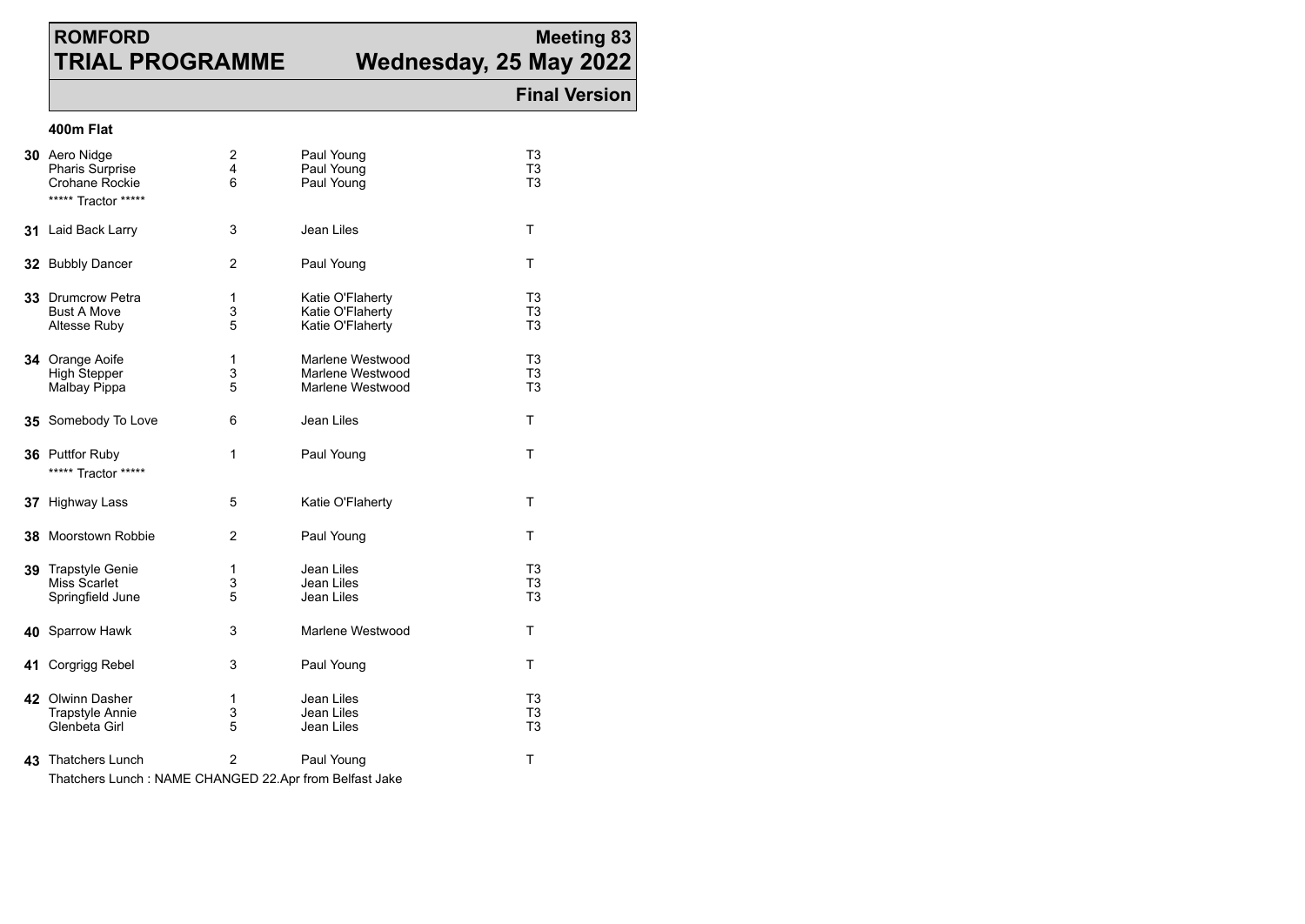# ROMFORD TRIAL PROGRAMME

**Meeting 83**
**Wednesday, 25 May 2022**

**Final Version**

**400m Flat**

| | | | | |
|---|---|---|---|---|
| **30** | Aero Nidge | 2 | Paul Young | T3 |
| | Pharis Surprise | 4 | Paul Young | T3 |
| | Crohane Rockie | 6 | Paul Young | T3 |
| | ***** Tractor ***** | | | |
| **31** | Laid Back Larry | 3 | Jean Liles | T |
| **32** | Bubbly Dancer | 2 | Paul Young | T |
| **33** | Drumcrow Petra | 1 | Katie O'Flaherty | T3 |
| | Bust A Move | 3 | Katie O'Flaherty | T3 |
| | Altesse Ruby | 5 | Katie O'Flaherty | T3 |
| **34** | Orange Aoife | 1 | Marlene Westwood | T3 |
| | High Stepper | 3 | Marlene Westwood | T3 |
| | Malbay Pippa | 5 | Marlene Westwood | T3 |
| **35** | Somebody To Love | 6 | Jean Liles | T |
| **36** | Puttfor Ruby | 1 | Paul Young | T |
| | ***** Tractor ***** | | | |
| **37** | Highway Lass | 5 | Katie O'Flaherty | T |
| **38** | Moorstown Robbie | 2 | Paul Young | T |
| **39** | Trapstyle Genie | 1 | Jean Liles | T3 |
| | Miss Scarlet | 3 | Jean Liles | T3 |
| | Springfield June | 5 | Jean Liles | T3 |
| **40** | Sparrow Hawk | 3 | Marlene Westwood | T |
| **41** | Corgrigg Rebel | 3 | Paul Young | T |
| **42** | Olwinn Dasher | 1 | Jean Liles | T3 |
| | Trapstyle Annie | 3 | Jean Liles | T3 |
| | Glenbeta Girl | 5 | Jean Liles | T3 |
| **43** | Thatchers Lunch | 2 | Paul Young | T |

Thatchers Lunch : NAME CHANGED 22.Apr from Belfast Jake